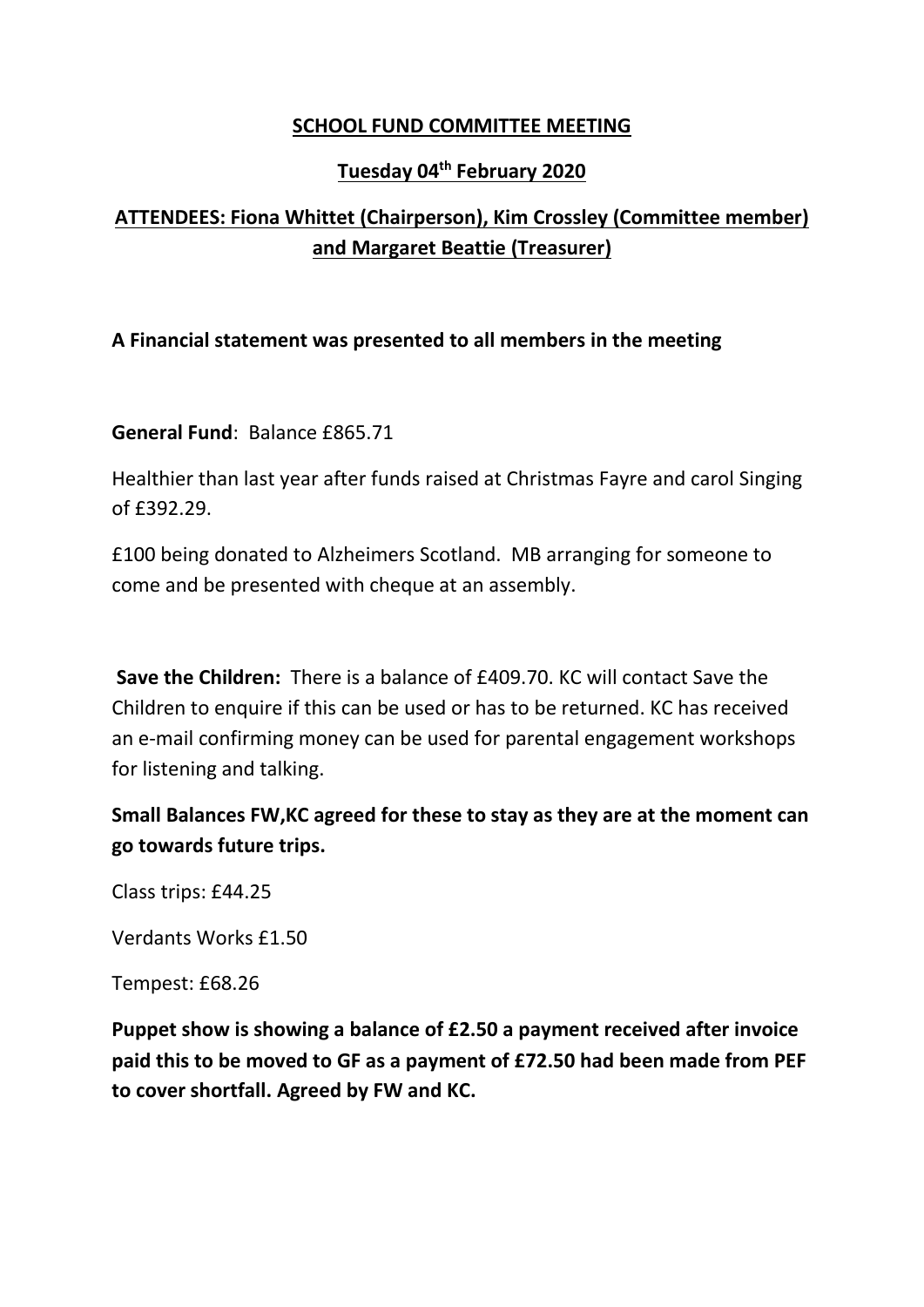# SCHOOL FUND COMMITTEE MEETING

## Tuesday 04th February 2020

## ATTENDEES: Fiona Whittet (Chairperson), Kim Crossley (Committee member) and Margaret Beattie (Treasurer)

**A Financial statement was presented to all members in the meeting**

**General Fund**: Balance £865.71

Healthier than last year after funds raised at Christmas Fayre and carol Singing of £392.29.

£100 being donated to Alzheimers Scotland. MB arranging for someone to come and be presented with cheque at an assembly.

**Save the Children:** There is a balance of £409.70. KC will contact Save the Children to enquire if this can be used or has to be returned. KC has received an e-mail confirming money can be used for parental engagement workshops for listening and talking.

**Small Balances FW,KC agreed for these to stay as they are at the moment can go towards future trips.**

Class trips: £44.25

Verdants Works £1.50

Tempest: £68.26

**Puppet show is showing a balance of £2.50 a payment received after invoice paid this to be moved to GF as a payment of £72.50 had been made from PEF to cover shortfall. Agreed by FW and KC.**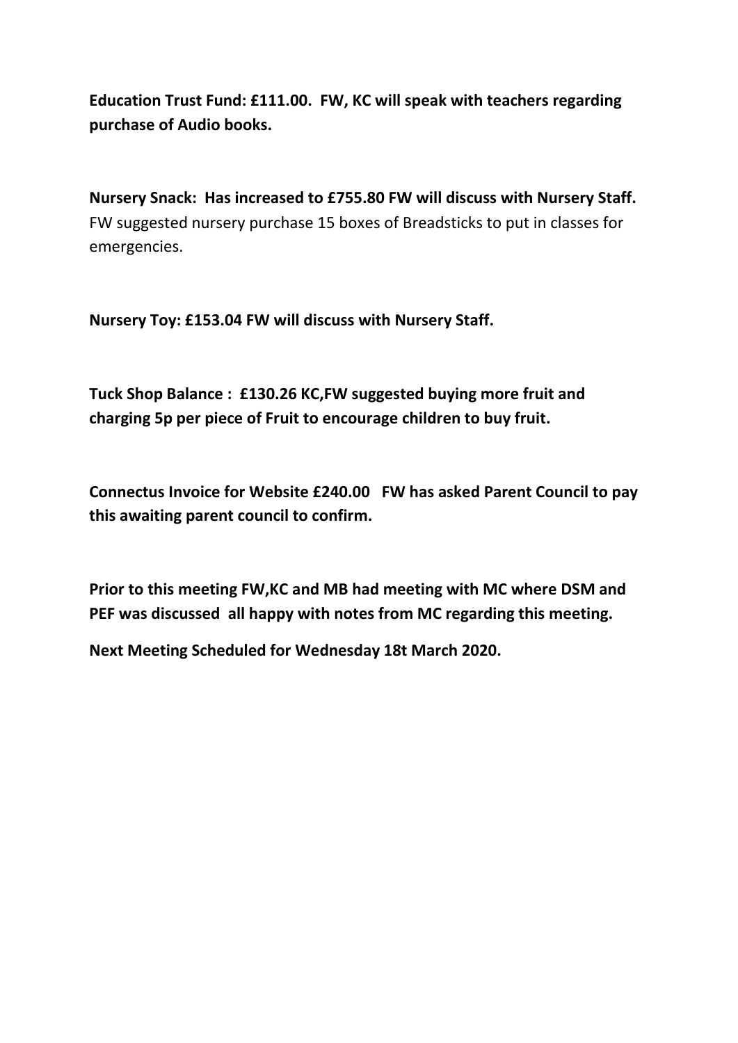**Education Trust Fund: £111.00. FW, KC will speak with teachers regarding purchase of Audio books.**

**Nursery Snack: Has increased to £755.80 FW will discuss with Nursery Staff.**
FW suggested nursery purchase 15 boxes of Breadsticks to put in classes for emergencies.

**Nursery Toy: £153.04 FW will discuss with Nursery Staff.**

**Tuck Shop Balance : £130.26 KC,FW suggested buying more fruit and charging 5p per piece of Fruit to encourage children to buy fruit.**

**Connectus Invoice for Website £240.00 FW has asked Parent Council to pay this awaiting parent council to confirm.**

**Prior to this meeting FW,KC and MB had meeting with MC where DSM and PEF was discussed all happy with notes from MC regarding this meeting.**

**Next Meeting Scheduled for Wednesday 18t March 2020.**